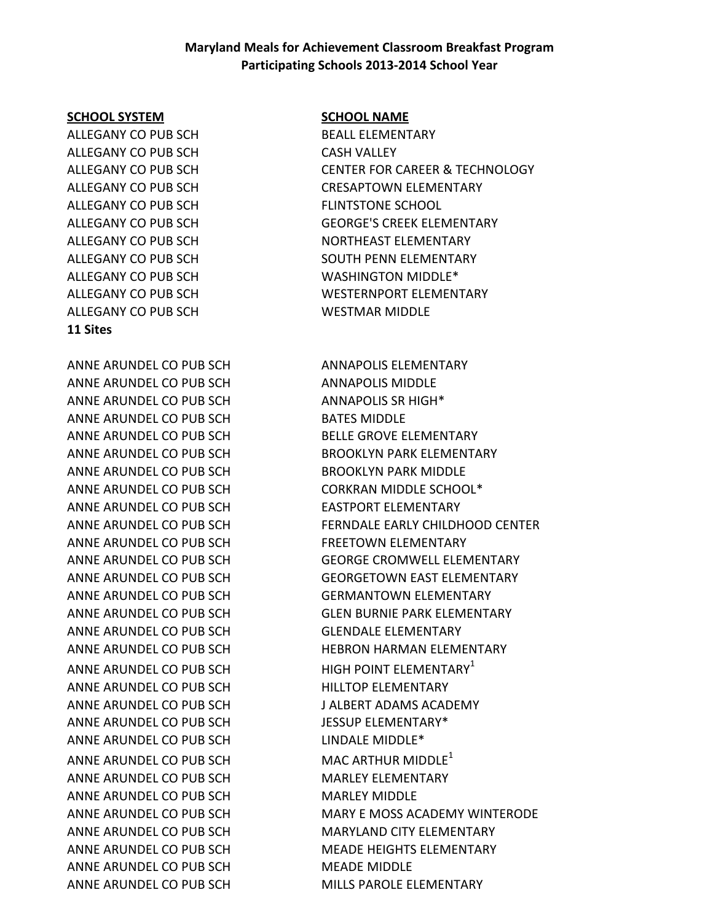**Maryland Meals for Achievement Classroom Breakfast Program**
**Participating Schools 2013-2014 School Year**

| SCHOOL SYSTEM | SCHOOL NAME |
|---|---|
| ALLEGANY CO PUB SCH | BEALL ELEMENTARY |
| ALLEGANY CO PUB SCH | CASH VALLEY |
| ALLEGANY CO PUB SCH | CENTER FOR CAREER & TECHNOLOGY |
| ALLEGANY CO PUB SCH | CRESAPTOWN ELEMENTARY |
| ALLEGANY CO PUB SCH | FLINTSTONE SCHOOL |
| ALLEGANY CO PUB SCH | GEORGE'S CREEK ELEMENTARY |
| ALLEGANY CO PUB SCH | NORTHEAST ELEMENTARY |
| ALLEGANY CO PUB SCH | SOUTH PENN ELEMENTARY |
| ALLEGANY CO PUB SCH | WASHINGTON MIDDLE* |
| ALLEGANY CO PUB SCH | WESTERNPORT ELEMENTARY |
| ALLEGANY CO PUB SCH | WESTMAR MIDDLE |
| **11 Sites** | |
| | |
| ANNE ARUNDEL CO PUB SCH | ANNAPOLIS ELEMENTARY |
| ANNE ARUNDEL CO PUB SCH | ANNAPOLIS MIDDLE |
| ANNE ARUNDEL CO PUB SCH | ANNAPOLIS SR HIGH* |
| ANNE ARUNDEL CO PUB SCH | BATES MIDDLE |
| ANNE ARUNDEL CO PUB SCH | BELLE GROVE ELEMENTARY |
| ANNE ARUNDEL CO PUB SCH | BROOKLYN PARK ELEMENTARY |
| ANNE ARUNDEL CO PUB SCH | BROOKLYN PARK MIDDLE |
| ANNE ARUNDEL CO PUB SCH | CORKRAN MIDDLE SCHOOL* |
| ANNE ARUNDEL CO PUB SCH | EASTPORT ELEMENTARY |
| ANNE ARUNDEL CO PUB SCH | FERNDALE EARLY CHILDHOOD CENTER |
| ANNE ARUNDEL CO PUB SCH | FREETOWN ELEMENTARY |
| ANNE ARUNDEL CO PUB SCH | GEORGE CROMWELL ELEMENTARY |
| ANNE ARUNDEL CO PUB SCH | GEORGETOWN EAST ELEMENTARY |
| ANNE ARUNDEL CO PUB SCH | GERMANTOWN ELEMENTARY |
| ANNE ARUNDEL CO PUB SCH | GLEN BURNIE PARK ELEMENTARY |
| ANNE ARUNDEL CO PUB SCH | GLENDALE ELEMENTARY |
| ANNE ARUNDEL CO PUB SCH | HEBRON HARMAN ELEMENTARY |
| ANNE ARUNDEL CO PUB SCH | HIGH POINT ELEMENTARY[1] |
| ANNE ARUNDEL CO PUB SCH | HILLTOP ELEMENTARY |
| ANNE ARUNDEL CO PUB SCH | J ALBERT ADAMS ACADEMY |
| ANNE ARUNDEL CO PUB SCH | JESSUP ELEMENTARY* |
| ANNE ARUNDEL CO PUB SCH | LINDALE MIDDLE* |
| ANNE ARUNDEL CO PUB SCH | MAC ARTHUR MIDDLE[1] |
| ANNE ARUNDEL CO PUB SCH | MARLEY ELEMENTARY |
| ANNE ARUNDEL CO PUB SCH | MARLEY MIDDLE |
| ANNE ARUNDEL CO PUB SCH | MARY E MOSS ACADEMY WINTERODE |
| ANNE ARUNDEL CO PUB SCH | MARYLAND CITY ELEMENTARY |
| ANNE ARUNDEL CO PUB SCH | MEADE HEIGHTS ELEMENTARY |
| ANNE ARUNDEL CO PUB SCH | MEADE MIDDLE |
| ANNE ARUNDEL CO PUB SCH | MILLS PAROLE ELEMENTARY |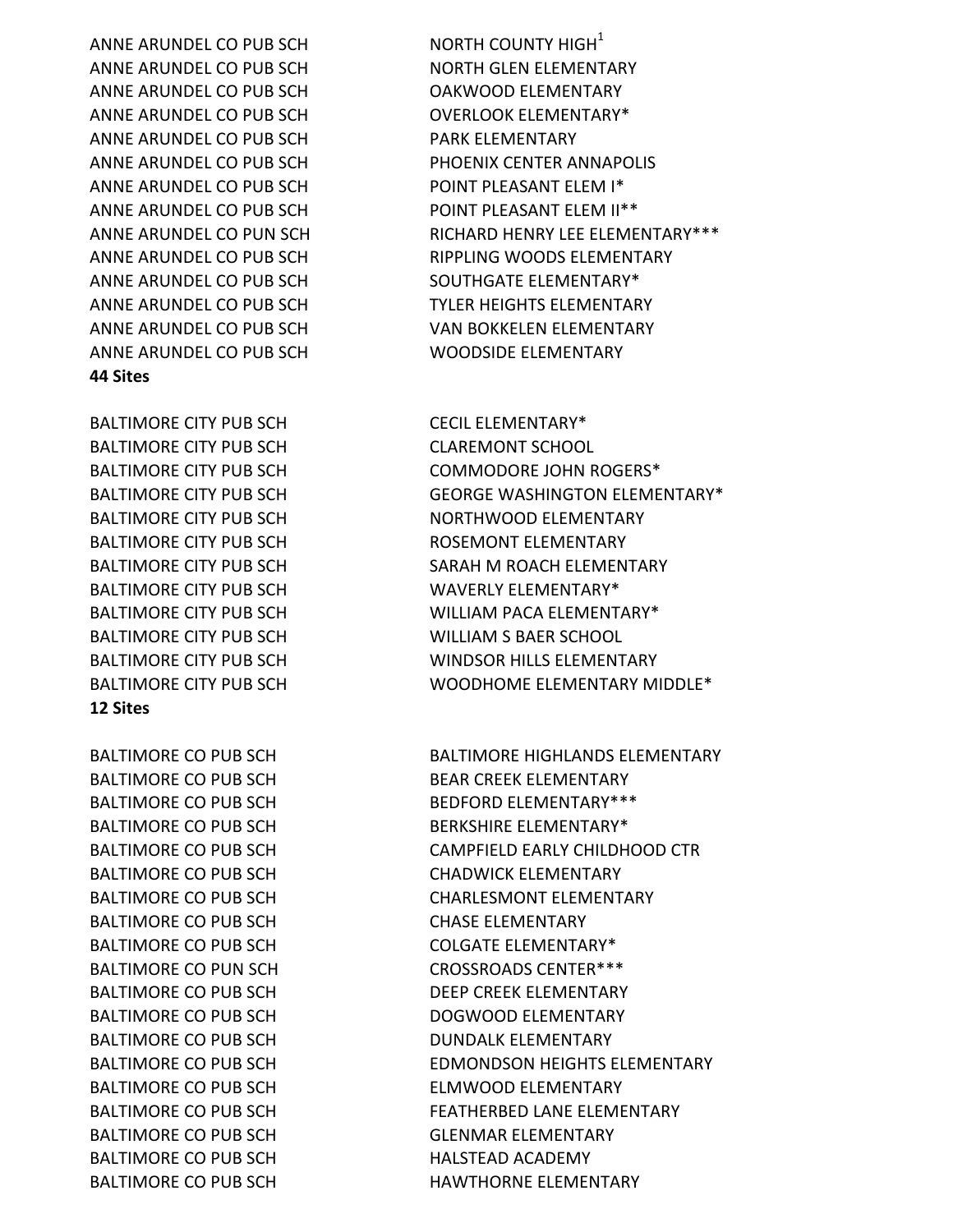| | |
|---|---|
| ANNE ARUNDEL CO PUB SCH | NORTH COUNTY HIGH[1] |
| ANNE ARUNDEL CO PUB SCH | NORTH GLEN ELEMENTARY |
| ANNE ARUNDEL CO PUB SCH | OAKWOOD ELEMENTARY |
| ANNE ARUNDEL CO PUB SCH | OVERLOOK ELEMENTARY* |
| ANNE ARUNDEL CO PUB SCH | PARK ELEMENTARY |
| ANNE ARUNDEL CO PUB SCH | PHOENIX CENTER ANNAPOLIS |
| ANNE ARUNDEL CO PUB SCH | POINT PLEASANT ELEM I* |
| ANNE ARUNDEL CO PUB SCH | POINT PLEASANT ELEM II** |
| ANNE ARUNDEL CO PUN SCH | RICHARD HENRY LEE ELEMENTARY*** |
| ANNE ARUNDEL CO PUB SCH | RIPPLING WOODS ELEMENTARY |
| ANNE ARUNDEL CO PUB SCH | SOUTHGATE ELEMENTARY* |
| ANNE ARUNDEL CO PUB SCH | TYLER HEIGHTS ELEMENTARY |
| ANNE ARUNDEL CO PUB SCH | VAN BOKKELEN ELEMENTARY |
| ANNE ARUNDEL CO PUB SCH | WOODSIDE ELEMENTARY |

**44 Sites**

| | |
|---|---|
| BALTIMORE CITY PUB SCH | CECIL ELEMENTARY* |
| BALTIMORE CITY PUB SCH | CLAREMONT SCHOOL |
| BALTIMORE CITY PUB SCH | COMMODORE JOHN ROGERS* |
| BALTIMORE CITY PUB SCH | GEORGE WASHINGTON ELEMENTARY* |
| BALTIMORE CITY PUB SCH | NORTHWOOD ELEMENTARY |
| BALTIMORE CITY PUB SCH | ROSEMONT ELEMENTARY |
| BALTIMORE CITY PUB SCH | SARAH M ROACH ELEMENTARY |
| BALTIMORE CITY PUB SCH | WAVERLY ELEMENTARY* |
| BALTIMORE CITY PUB SCH | WILLIAM PACA ELEMENTARY* |
| BALTIMORE CITY PUB SCH | WILLIAM S BAER SCHOOL |
| BALTIMORE CITY PUB SCH | WINDSOR HILLS ELEMENTARY |
| BALTIMORE CITY PUB SCH | WOODHOME ELEMENTARY MIDDLE* |

**12 Sites**

| | |
|---|---|
| BALTIMORE CO PUB SCH | BALTIMORE HIGHLANDS ELEMENTARY |
| BALTIMORE CO PUB SCH | BEAR CREEK ELEMENTARY |
| BALTIMORE CO PUB SCH | BEDFORD ELEMENTARY*** |
| BALTIMORE CO PUB SCH | BERKSHIRE ELEMENTARY* |
| BALTIMORE CO PUB SCH | CAMPFIELD EARLY CHILDHOOD CTR |
| BALTIMORE CO PUB SCH | CHADWICK ELEMENTARY |
| BALTIMORE CO PUB SCH | CHARLESMONT ELEMENTARY |
| BALTIMORE CO PUB SCH | CHASE ELEMENTARY |
| BALTIMORE CO PUB SCH | COLGATE ELEMENTARY* |
| BALTIMORE CO PUN SCH | CROSSROADS CENTER*** |
| BALTIMORE CO PUB SCH | DEEP CREEK ELEMENTARY |
| BALTIMORE CO PUB SCH | DOGWOOD ELEMENTARY |
| BALTIMORE CO PUB SCH | DUNDALK ELEMENTARY |
| BALTIMORE CO PUB SCH | EDMONDSON HEIGHTS ELEMENTARY |
| BALTIMORE CO PUB SCH | ELMWOOD ELEMENTARY |
| BALTIMORE CO PUB SCH | FEATHERBED LANE ELEMENTARY |
| BALTIMORE CO PUB SCH | GLENMAR ELEMENTARY |
| BALTIMORE CO PUB SCH | HALSTEAD ACADEMY |
| BALTIMORE CO PUB SCH | HAWTHORNE ELEMENTARY |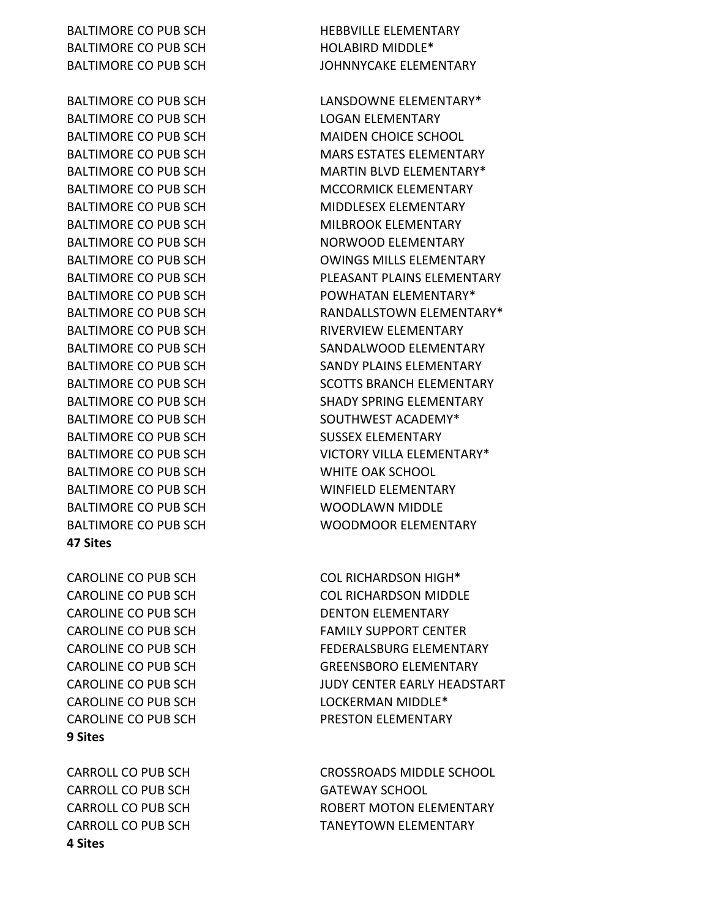| | |
|---|---|
| BALTIMORE CO PUB SCH | HEBBVILLE ELEMENTARY |
| BALTIMORE CO PUB SCH | HOLABIRD MIDDLE* |
| BALTIMORE CO PUB SCH | JOHNNYCAKE ELEMENTARY |
| BALTIMORE CO PUB SCH | LANSDOWNE ELEMENTARY* |
| BALTIMORE CO PUB SCH | LOGAN ELEMENTARY |
| BALTIMORE CO PUB SCH | MAIDEN CHOICE SCHOOL |
| BALTIMORE CO PUB SCH | MARS ESTATES ELEMENTARY |
| BALTIMORE CO PUB SCH | MARTIN BLVD ELEMENTARY* |
| BALTIMORE CO PUB SCH | MCCORMICK ELEMENTARY |
| BALTIMORE CO PUB SCH | MIDDLESEX ELEMENTARY |
| BALTIMORE CO PUB SCH | MILBROOK ELEMENTARY |
| BALTIMORE CO PUB SCH | NORWOOD ELEMENTARY |
| BALTIMORE CO PUB SCH | OWINGS MILLS ELEMENTARY |
| BALTIMORE CO PUB SCH | PLEASANT PLAINS ELEMENTARY |
| BALTIMORE CO PUB SCH | POWHATAN ELEMENTARY* |
| BALTIMORE CO PUB SCH | RANDALLSTOWN ELEMENTARY* |
| BALTIMORE CO PUB SCH | RIVERVIEW ELEMENTARY |
| BALTIMORE CO PUB SCH | SANDALWOOD ELEMENTARY |
| BALTIMORE CO PUB SCH | SANDY PLAINS ELEMENTARY |
| BALTIMORE CO PUB SCH | SCOTTS BRANCH ELEMENTARY |
| BALTIMORE CO PUB SCH | SHADY SPRING ELEMENTARY |
| BALTIMORE CO PUB SCH | SOUTHWEST ACADEMY* |
| BALTIMORE CO PUB SCH | SUSSEX ELEMENTARY |
| BALTIMORE CO PUB SCH | VICTORY VILLA ELEMENTARY* |
| BALTIMORE CO PUB SCH | WHITE OAK SCHOOL |
| BALTIMORE CO PUB SCH | WINFIELD ELEMENTARY |
| BALTIMORE CO PUB SCH | WOODLAWN MIDDLE |
| BALTIMORE CO PUB SCH | WOODMOOR ELEMENTARY |

**47 Sites**

| | |
|---|---|
| CAROLINE CO PUB SCH | COL RICHARDSON HIGH* |
| CAROLINE CO PUB SCH | COL RICHARDSON MIDDLE |
| CAROLINE CO PUB SCH | DENTON ELEMENTARY |
| CAROLINE CO PUB SCH | FAMILY SUPPORT CENTER |
| CAROLINE CO PUB SCH | FEDERALSBURG ELEMENTARY |
| CAROLINE CO PUB SCH | GREENSBORO ELEMENTARY |
| CAROLINE CO PUB SCH | JUDY CENTER EARLY HEADSTART |
| CAROLINE CO PUB SCH | LOCKERMAN MIDDLE* |
| CAROLINE CO PUB SCH | PRESTON ELEMENTARY |

**9 Sites**

| | |
|---|---|
| CARROLL CO PUB SCH | CROSSROADS MIDDLE SCHOOL |
| CARROLL CO PUB SCH | GATEWAY SCHOOL |
| CARROLL CO PUB SCH | ROBERT MOTON ELEMENTARY |
| CARROLL CO PUB SCH | TANEYTOWN ELEMENTARY |

**4 Sites**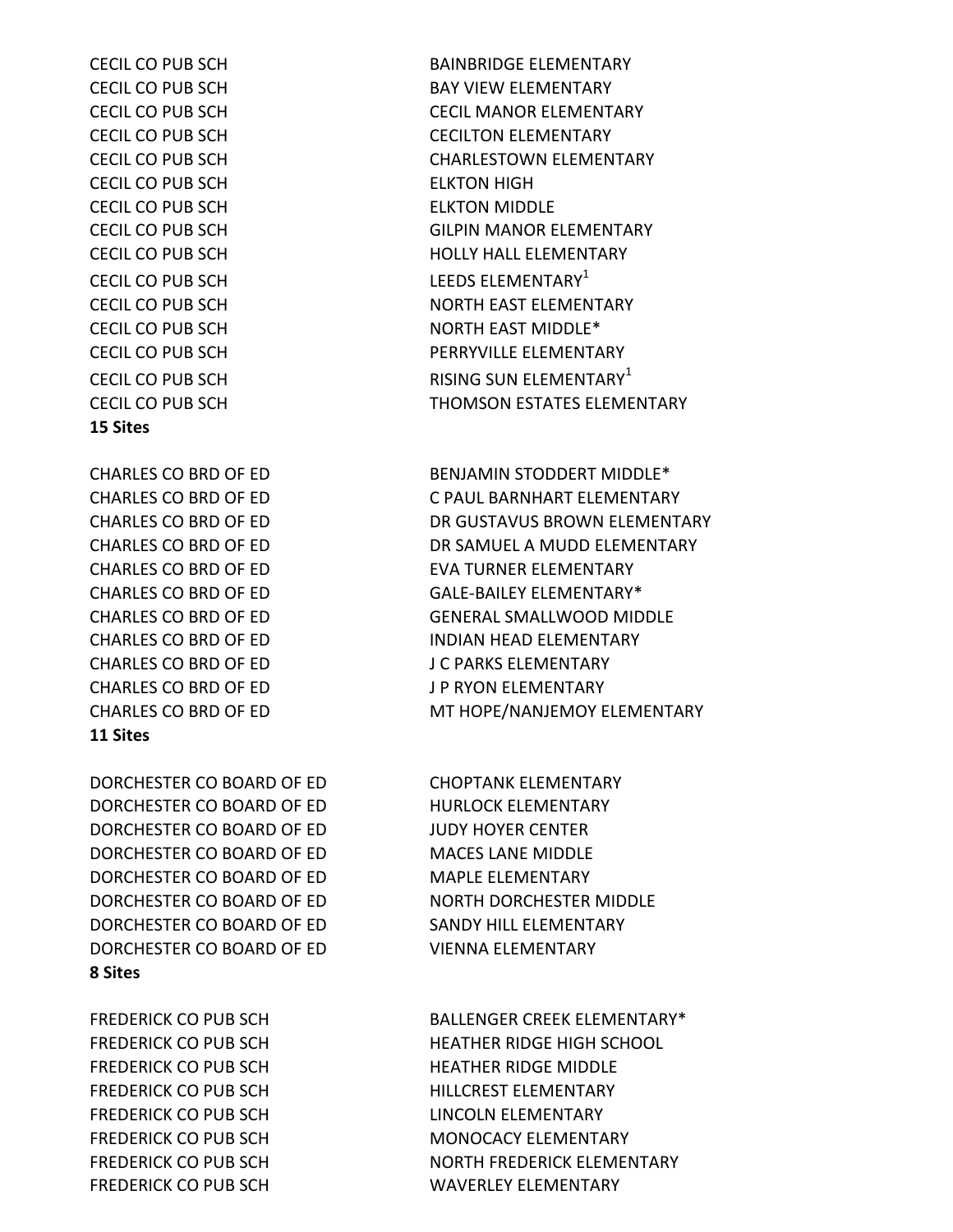CECIL CO PUB SCH BAINBRIDGE ELEMENTARY
CECIL CO PUB SCH BAY VIEW ELEMENTARY
CECIL CO PUB SCH CECIL MANOR ELEMENTARY
CECIL CO PUB SCH CECILTON ELEMENTARY
CECIL CO PUB SCH CHARLESTOWN ELEMENTARY
CECIL CO PUB SCH ELKTON HIGH
CECIL CO PUB SCH ELKTON MIDDLE
CECIL CO PUB SCH GILPIN MANOR ELEMENTARY
CECIL CO PUB SCH HOLLY HALL ELEMENTARY
CECIL CO PUB SCH LEEDS ELEMENTARY[1]
CECIL CO PUB SCH NORTH EAST ELEMENTARY
CECIL CO PUB SCH NORTH EAST MIDDLE*
CECIL CO PUB SCH PERRYVILLE ELEMENTARY
CECIL CO PUB SCH RISING SUN ELEMENTARY[1]
CECIL CO PUB SCH THOMSON ESTATES ELEMENTARY
**15 Sites**

CHARLES CO BRD OF ED BENJAMIN STODDERT MIDDLE*
CHARLES CO BRD OF ED C PAUL BARNHART ELEMENTARY
CHARLES CO BRD OF ED DR GUSTAVUS BROWN ELEMENTARY
CHARLES CO BRD OF ED DR SAMUEL A MUDD ELEMENTARY
CHARLES CO BRD OF ED EVA TURNER ELEMENTARY
CHARLES CO BRD OF ED GALE-BAILEY ELEMENTARY*
CHARLES CO BRD OF ED GENERAL SMALLWOOD MIDDLE
CHARLES CO BRD OF ED INDIAN HEAD ELEMENTARY
CHARLES CO BRD OF ED J C PARKS ELEMENTARY
CHARLES CO BRD OF ED J P RYON ELEMENTARY
CHARLES CO BRD OF ED MT HOPE/NANJEMOY ELEMENTARY
**11 Sites**

DORCHESTER CO BOARD OF ED CHOPTANK ELEMENTARY
DORCHESTER CO BOARD OF ED HURLOCK ELEMENTARY
DORCHESTER CO BOARD OF ED JUDY HOYER CENTER
DORCHESTER CO BOARD OF ED MACES LANE MIDDLE
DORCHESTER CO BOARD OF ED MAPLE ELEMENTARY
DORCHESTER CO BOARD OF ED NORTH DORCHESTER MIDDLE
DORCHESTER CO BOARD OF ED SANDY HILL ELEMENTARY
DORCHESTER CO BOARD OF ED VIENNA ELEMENTARY
**8 Sites**

FREDERICK CO PUB SCH BALLENGER CREEK ELEMENTARY*
FREDERICK CO PUB SCH HEATHER RIDGE HIGH SCHOOL
FREDERICK CO PUB SCH HEATHER RIDGE MIDDLE
FREDERICK CO PUB SCH HILLCREST ELEMENTARY
FREDERICK CO PUB SCH LINCOLN ELEMENTARY
FREDERICK CO PUB SCH MONOCACY ELEMENTARY
FREDERICK CO PUB SCH NORTH FREDERICK ELEMENTARY
FREDERICK CO PUB SCH WAVERLEY ELEMENTARY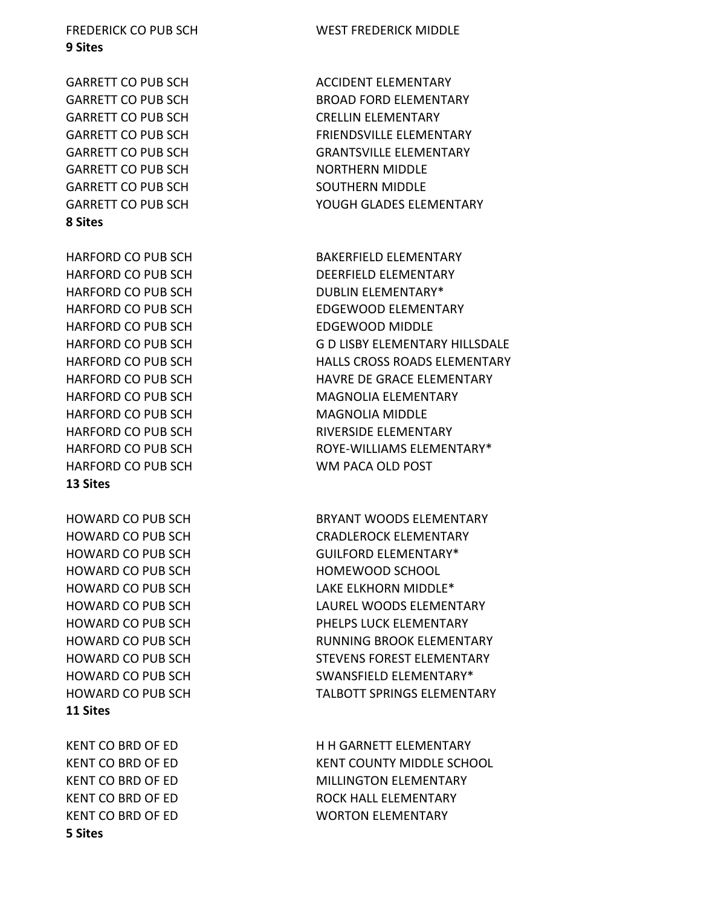FREDERICK CO PUB SCH WEST FREDERICK MIDDLE
**9 Sites**

GARRETT CO PUB SCH ACCIDENT ELEMENTARY
GARRETT CO PUB SCH BROAD FORD ELEMENTARY
GARRETT CO PUB SCH CRELLIN ELEMENTARY
GARRETT CO PUB SCH FRIENDSVILLE ELEMENTARY
GARRETT CO PUB SCH GRANTSVILLE ELEMENTARY
GARRETT CO PUB SCH NORTHERN MIDDLE
GARRETT CO PUB SCH SOUTHERN MIDDLE
GARRETT CO PUB SCH YOUGH GLADES ELEMENTARY
**8 Sites**

HARFORD CO PUB SCH BAKERFIELD ELEMENTARY
HARFORD CO PUB SCH DEERFIELD ELEMENTARY
HARFORD CO PUB SCH DUBLIN ELEMENTARY*
HARFORD CO PUB SCH EDGEWOOD ELEMENTARY
HARFORD CO PUB SCH EDGEWOOD MIDDLE
HARFORD CO PUB SCH G D LISBY ELEMENTARY HILLSDALE
HARFORD CO PUB SCH HALLS CROSS ROADS ELEMENTARY
HARFORD CO PUB SCH HAVRE DE GRACE ELEMENTARY
HARFORD CO PUB SCH MAGNOLIA ELEMENTARY
HARFORD CO PUB SCH MAGNOLIA MIDDLE
HARFORD CO PUB SCH RIVERSIDE ELEMENTARY
HARFORD CO PUB SCH ROYE-WILLIAMS ELEMENTARY*
HARFORD CO PUB SCH WM PACA OLD POST
**13 Sites**

HOWARD CO PUB SCH BRYANT WOODS ELEMENTARY
HOWARD CO PUB SCH CRADLEROCK ELEMENTARY
HOWARD CO PUB SCH GUILFORD ELEMENTARY*
HOWARD CO PUB SCH HOMEWOOD SCHOOL
HOWARD CO PUB SCH LAKE ELKHORN MIDDLE*
HOWARD CO PUB SCH LAUREL WOODS ELEMENTARY
HOWARD CO PUB SCH PHELPS LUCK ELEMENTARY
HOWARD CO PUB SCH RUNNING BROOK ELEMENTARY
HOWARD CO PUB SCH STEVENS FOREST ELEMENTARY
HOWARD CO PUB SCH SWANSFIELD ELEMENTARY*
HOWARD CO PUB SCH TALBOTT SPRINGS ELEMENTARY
**11 Sites**

KENT CO BRD OF ED H H GARNETT ELEMENTARY
KENT CO BRD OF ED KENT COUNTY MIDDLE SCHOOL
KENT CO BRD OF ED MILLINGTON ELEMENTARY
KENT CO BRD OF ED ROCK HALL ELEMENTARY
KENT CO BRD OF ED WORTON ELEMENTARY
**5 Sites**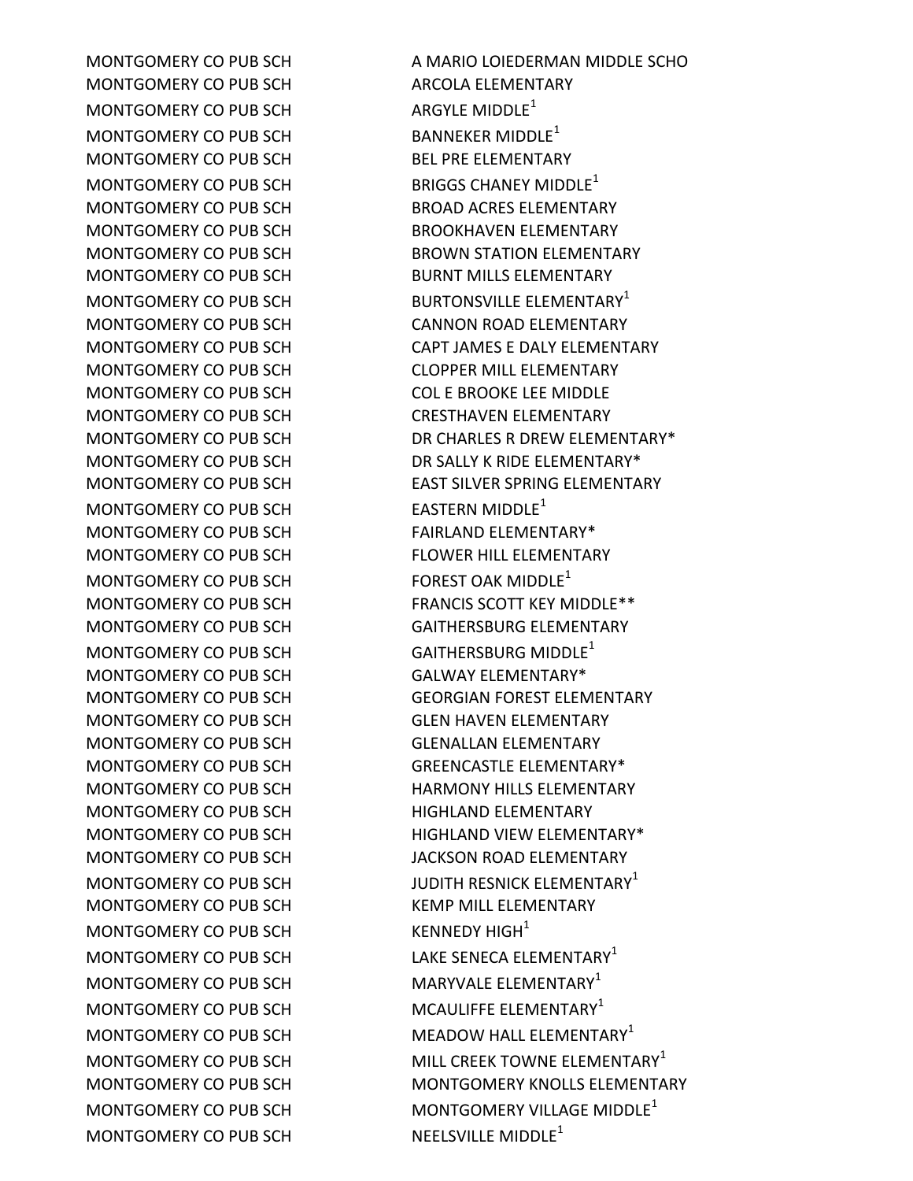| | |
|---|---|
| MONTGOMERY CO PUB SCH | A MARIO LOIEDERMAN MIDDLE SCHO |
| MONTGOMERY CO PUB SCH | ARCOLA ELEMENTARY |
| MONTGOMERY CO PUB SCH | ARGYLE MIDDLE[1] |
| MONTGOMERY CO PUB SCH | BANNEKER MIDDLE[1] |
| MONTGOMERY CO PUB SCH | BEL PRE ELEMENTARY |
| MONTGOMERY CO PUB SCH | BRIGGS CHANEY MIDDLE[1] |
| MONTGOMERY CO PUB SCH | BROAD ACRES ELEMENTARY |
| MONTGOMERY CO PUB SCH | BROOKHAVEN ELEMENTARY |
| MONTGOMERY CO PUB SCH | BROWN STATION ELEMENTARY |
| MONTGOMERY CO PUB SCH | BURNT MILLS ELEMENTARY |
| MONTGOMERY CO PUB SCH | BURTONSVILLE ELEMENTARY[1] |
| MONTGOMERY CO PUB SCH | CANNON ROAD ELEMENTARY |
| MONTGOMERY CO PUB SCH | CAPT JAMES E DALY ELEMENTARY |
| MONTGOMERY CO PUB SCH | CLOPPER MILL ELEMENTARY |
| MONTGOMERY CO PUB SCH | COL E BROOKE LEE MIDDLE |
| MONTGOMERY CO PUB SCH | CRESTHAVEN ELEMENTARY |
| MONTGOMERY CO PUB SCH | DR CHARLES R DREW ELEMENTARY* |
| MONTGOMERY CO PUB SCH | DR SALLY K RIDE ELEMENTARY* |
| MONTGOMERY CO PUB SCH | EAST SILVER SPRING ELEMENTARY |
| MONTGOMERY CO PUB SCH | EASTERN MIDDLE[1] |
| MONTGOMERY CO PUB SCH | FAIRLAND ELEMENTARY* |
| MONTGOMERY CO PUB SCH | FLOWER HILL ELEMENTARY |
| MONTGOMERY CO PUB SCH | FOREST OAK MIDDLE[1] |
| MONTGOMERY CO PUB SCH | FRANCIS SCOTT KEY MIDDLE** |
| MONTGOMERY CO PUB SCH | GAITHERSBURG ELEMENTARY |
| MONTGOMERY CO PUB SCH | GAITHERSBURG MIDDLE[1] |
| MONTGOMERY CO PUB SCH | GALWAY ELEMENTARY* |
| MONTGOMERY CO PUB SCH | GEORGIAN FOREST ELEMENTARY |
| MONTGOMERY CO PUB SCH | GLEN HAVEN ELEMENTARY |
| MONTGOMERY CO PUB SCH | GLENALLAN ELEMENTARY |
| MONTGOMERY CO PUB SCH | GREENCASTLE ELEMENTARY* |
| MONTGOMERY CO PUB SCH | HARMONY HILLS ELEMENTARY |
| MONTGOMERY CO PUB SCH | HIGHLAND ELEMENTARY |
| MONTGOMERY CO PUB SCH | HIGHLAND VIEW ELEMENTARY* |
| MONTGOMERY CO PUB SCH | JACKSON ROAD ELEMENTARY |
| MONTGOMERY CO PUB SCH | JUDITH RESNICK ELEMENTARY[1] |
| MONTGOMERY CO PUB SCH | KEMP MILL ELEMENTARY |
| MONTGOMERY CO PUB SCH | KENNEDY HIGH[1] |
| MONTGOMERY CO PUB SCH | LAKE SENECA ELEMENTARY[1] |
| MONTGOMERY CO PUB SCH | MARYVALE ELEMENTARY[1] |
| MONTGOMERY CO PUB SCH | MCAULIFFE ELEMENTARY[1] |
| MONTGOMERY CO PUB SCH | MEADOW HALL ELEMENTARY[1] |
| MONTGOMERY CO PUB SCH | MILL CREEK TOWNE ELEMENTARY[1] |
| MONTGOMERY CO PUB SCH | MONTGOMERY KNOLLS ELEMENTARY |
| MONTGOMERY CO PUB SCH | MONTGOMERY VILLAGE MIDDLE[1] |
| MONTGOMERY CO PUB SCH | NEELSVILLE MIDDLE[1] |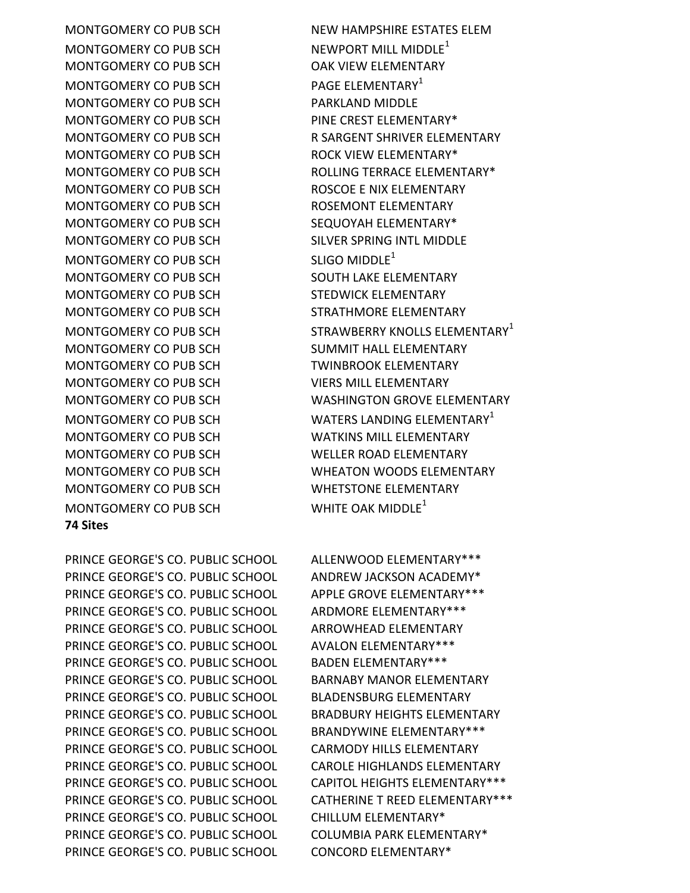| | |
|---|---|
| MONTGOMERY CO PUB SCH | NEW HAMPSHIRE ESTATES ELEM |
| MONTGOMERY CO PUB SCH | NEWPORT MILL MIDDLE[1] |
| MONTGOMERY CO PUB SCH | OAK VIEW ELEMENTARY |
| MONTGOMERY CO PUB SCH | PAGE ELEMENTARY[1] |
| MONTGOMERY CO PUB SCH | PARKLAND MIDDLE |
| MONTGOMERY CO PUB SCH | PINE CREST ELEMENTARY* |
| MONTGOMERY CO PUB SCH | R SARGENT SHRIVER ELEMENTARY |
| MONTGOMERY CO PUB SCH | ROCK VIEW ELEMENTARY* |
| MONTGOMERY CO PUB SCH | ROLLING TERRACE ELEMENTARY* |
| MONTGOMERY CO PUB SCH | ROSCOE E NIX ELEMENTARY |
| MONTGOMERY CO PUB SCH | ROSEMONT ELEMENTARY |
| MONTGOMERY CO PUB SCH | SEQUOYAH ELEMENTARY* |
| MONTGOMERY CO PUB SCH | SILVER SPRING INTL MIDDLE |
| MONTGOMERY CO PUB SCH | SLIGO MIDDLE[1] |
| MONTGOMERY CO PUB SCH | SOUTH LAKE ELEMENTARY |
| MONTGOMERY CO PUB SCH | STEDWICK ELEMENTARY |
| MONTGOMERY CO PUB SCH | STRATHMORE ELEMENTARY |
| MONTGOMERY CO PUB SCH | STRAWBERRY KNOLLS ELEMENTARY[1] |
| MONTGOMERY CO PUB SCH | SUMMIT HALL ELEMENTARY |
| MONTGOMERY CO PUB SCH | TWINBROOK ELEMENTARY |
| MONTGOMERY CO PUB SCH | VIERS MILL ELEMENTARY |
| MONTGOMERY CO PUB SCH | WASHINGTON GROVE ELEMENTARY |
| MONTGOMERY CO PUB SCH | WATERS LANDING ELEMENTARY[1] |
| MONTGOMERY CO PUB SCH | WATKINS MILL ELEMENTARY |
| MONTGOMERY CO PUB SCH | WELLER ROAD ELEMENTARY |
| MONTGOMERY CO PUB SCH | WHEATON WOODS ELEMENTARY |
| MONTGOMERY CO PUB SCH | WHETSTONE ELEMENTARY |
| MONTGOMERY CO PUB SCH | WHITE OAK MIDDLE[1] |

**74 Sites**

| | |
|---|---|
| PRINCE GEORGE'S CO. PUBLIC SCHOOL | ALLENWOOD ELEMENTARY*** |
| PRINCE GEORGE'S CO. PUBLIC SCHOOL | ANDREW JACKSON ACADEMY* |
| PRINCE GEORGE'S CO. PUBLIC SCHOOL | APPLE GROVE ELEMENTARY*** |
| PRINCE GEORGE'S CO. PUBLIC SCHOOL | ARDMORE ELEMENTARY*** |
| PRINCE GEORGE'S CO. PUBLIC SCHOOL | ARROWHEAD ELEMENTARY |
| PRINCE GEORGE'S CO. PUBLIC SCHOOL | AVALON ELEMENTARY*** |
| PRINCE GEORGE'S CO. PUBLIC SCHOOL | BADEN ELEMENTARY*** |
| PRINCE GEORGE'S CO. PUBLIC SCHOOL | BARNABY MANOR ELEMENTARY |
| PRINCE GEORGE'S CO. PUBLIC SCHOOL | BLADENSBURG ELEMENTARY |
| PRINCE GEORGE'S CO. PUBLIC SCHOOL | BRADBURY HEIGHTS ELEMENTARY |
| PRINCE GEORGE'S CO. PUBLIC SCHOOL | BRANDYWINE ELEMENTARY*** |
| PRINCE GEORGE'S CO. PUBLIC SCHOOL | CARMODY HILLS ELEMENTARY |
| PRINCE GEORGE'S CO. PUBLIC SCHOOL | CAROLE HIGHLANDS ELEMENTARY |
| PRINCE GEORGE'S CO. PUBLIC SCHOOL | CAPITOL HEIGHTS ELEMENTARY*** |
| PRINCE GEORGE'S CO. PUBLIC SCHOOL | CATHERINE T REED ELEMENTARY*** |
| PRINCE GEORGE'S CO. PUBLIC SCHOOL | CHILLUM ELEMENTARY* |
| PRINCE GEORGE'S CO. PUBLIC SCHOOL | COLUMBIA PARK ELEMENTARY* |
| PRINCE GEORGE'S CO. PUBLIC SCHOOL | CONCORD ELEMENTARY* |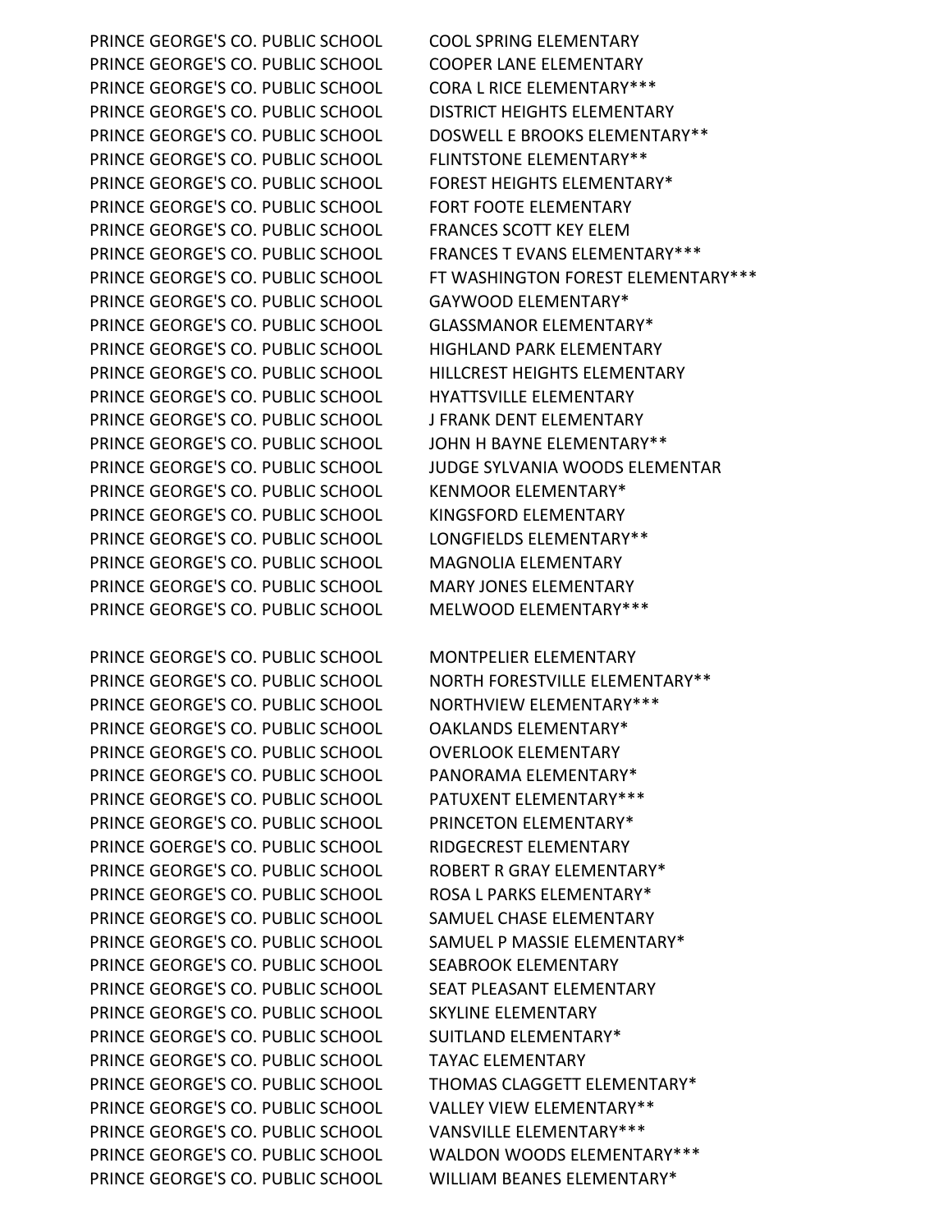| | |
|---|---|
| PRINCE GEORGE'S CO. PUBLIC SCHOOL | COOL SPRING ELEMENTARY |
| PRINCE GEORGE'S CO. PUBLIC SCHOOL | COOPER LANE ELEMENTARY |
| PRINCE GEORGE'S CO. PUBLIC SCHOOL | CORA L RICE ELEMENTARY*** |
| PRINCE GEORGE'S CO. PUBLIC SCHOOL | DISTRICT HEIGHTS ELEMENTARY |
| PRINCE GEORGE'S CO. PUBLIC SCHOOL | DOSWELL E BROOKS ELEMENTARY** |
| PRINCE GEORGE'S CO. PUBLIC SCHOOL | FLINTSTONE ELEMENTARY** |
| PRINCE GEORGE'S CO. PUBLIC SCHOOL | FOREST HEIGHTS ELEMENTARY* |
| PRINCE GEORGE'S CO. PUBLIC SCHOOL | FORT FOOTE ELEMENTARY |
| PRINCE GEORGE'S CO. PUBLIC SCHOOL | FRANCES SCOTT KEY ELEM |
| PRINCE GEORGE'S CO. PUBLIC SCHOOL | FRANCES T EVANS ELEMENTARY*** |
| PRINCE GEORGE'S CO. PUBLIC SCHOOL | FT WASHINGTON FOREST ELEMENTARY*** |
| PRINCE GEORGE'S CO. PUBLIC SCHOOL | GAYWOOD ELEMENTARY* |
| PRINCE GEORGE'S CO. PUBLIC SCHOOL | GLASSMANOR ELEMENTARY* |
| PRINCE GEORGE'S CO. PUBLIC SCHOOL | HIGHLAND PARK ELEMENTARY |
| PRINCE GEORGE'S CO. PUBLIC SCHOOL | HILLCREST HEIGHTS ELEMENTARY |
| PRINCE GEORGE'S CO. PUBLIC SCHOOL | HYATTSVILLE ELEMENTARY |
| PRINCE GEORGE'S CO. PUBLIC SCHOOL | J FRANK DENT ELEMENTARY |
| PRINCE GEORGE'S CO. PUBLIC SCHOOL | JOHN H BAYNE ELEMENTARY** |
| PRINCE GEORGE'S CO. PUBLIC SCHOOL | JUDGE SYLVANIA WOODS ELEMENTAR |
| PRINCE GEORGE'S CO. PUBLIC SCHOOL | KENMOOR ELEMENTARY* |
| PRINCE GEORGE'S CO. PUBLIC SCHOOL | KINGSFORD ELEMENTARY |
| PRINCE GEORGE'S CO. PUBLIC SCHOOL | LONGFIELDS ELEMENTARY** |
| PRINCE GEORGE'S CO. PUBLIC SCHOOL | MAGNOLIA ELEMENTARY |
| PRINCE GEORGE'S CO. PUBLIC SCHOOL | MARY JONES ELEMENTARY |
| PRINCE GEORGE'S CO. PUBLIC SCHOOL | MELWOOD ELEMENTARY*** |
| PRINCE GEORGE'S CO. PUBLIC SCHOOL | MONTPELIER ELEMENTARY |
| PRINCE GEORGE'S CO. PUBLIC SCHOOL | NORTH FORESTVILLE ELEMENTARY** |
| PRINCE GEORGE'S CO. PUBLIC SCHOOL | NORTHVIEW ELEMENTARY*** |
| PRINCE GEORGE'S CO. PUBLIC SCHOOL | OAKLANDS ELEMENTARY* |
| PRINCE GEORGE'S CO. PUBLIC SCHOOL | OVERLOOK ELEMENTARY |
| PRINCE GEORGE'S CO. PUBLIC SCHOOL | PANORAMA ELEMENTARY* |
| PRINCE GEORGE'S CO. PUBLIC SCHOOL | PATUXENT ELEMENTARY*** |
| PRINCE GEORGE'S CO. PUBLIC SCHOOL | PRINCETON ELEMENTARY* |
| PRINCE GOERGE'S CO. PUBLIC SCHOOL | RIDGECREST ELEMENTARY |
| PRINCE GEORGE'S CO. PUBLIC SCHOOL | ROBERT R GRAY ELEMENTARY* |
| PRINCE GEORGE'S CO. PUBLIC SCHOOL | ROSA L PARKS ELEMENTARY* |
| PRINCE GEORGE'S CO. PUBLIC SCHOOL | SAMUEL CHASE ELEMENTARY |
| PRINCE GEORGE'S CO. PUBLIC SCHOOL | SAMUEL P MASSIE ELEMENTARY* |
| PRINCE GEORGE'S CO. PUBLIC SCHOOL | SEABROOK ELEMENTARY |
| PRINCE GEORGE'S CO. PUBLIC SCHOOL | SEAT PLEASANT ELEMENTARY |
| PRINCE GEORGE'S CO. PUBLIC SCHOOL | SKYLINE ELEMENTARY |
| PRINCE GEORGE'S CO. PUBLIC SCHOOL | SUITLAND ELEMENTARY* |
| PRINCE GEORGE'S CO. PUBLIC SCHOOL | TAYAC ELEMENTARY |
| PRINCE GEORGE'S CO. PUBLIC SCHOOL | THOMAS CLAGGETT ELEMENTARY* |
| PRINCE GEORGE'S CO. PUBLIC SCHOOL | VALLEY VIEW ELEMENTARY** |
| PRINCE GEORGE'S CO. PUBLIC SCHOOL | VANSVILLE ELEMENTARY*** |
| PRINCE GEORGE'S CO. PUBLIC SCHOOL | WALDON WOODS ELEMENTARY*** |
| PRINCE GEORGE'S CO. PUBLIC SCHOOL | WILLIAM BEANES ELEMENTARY* |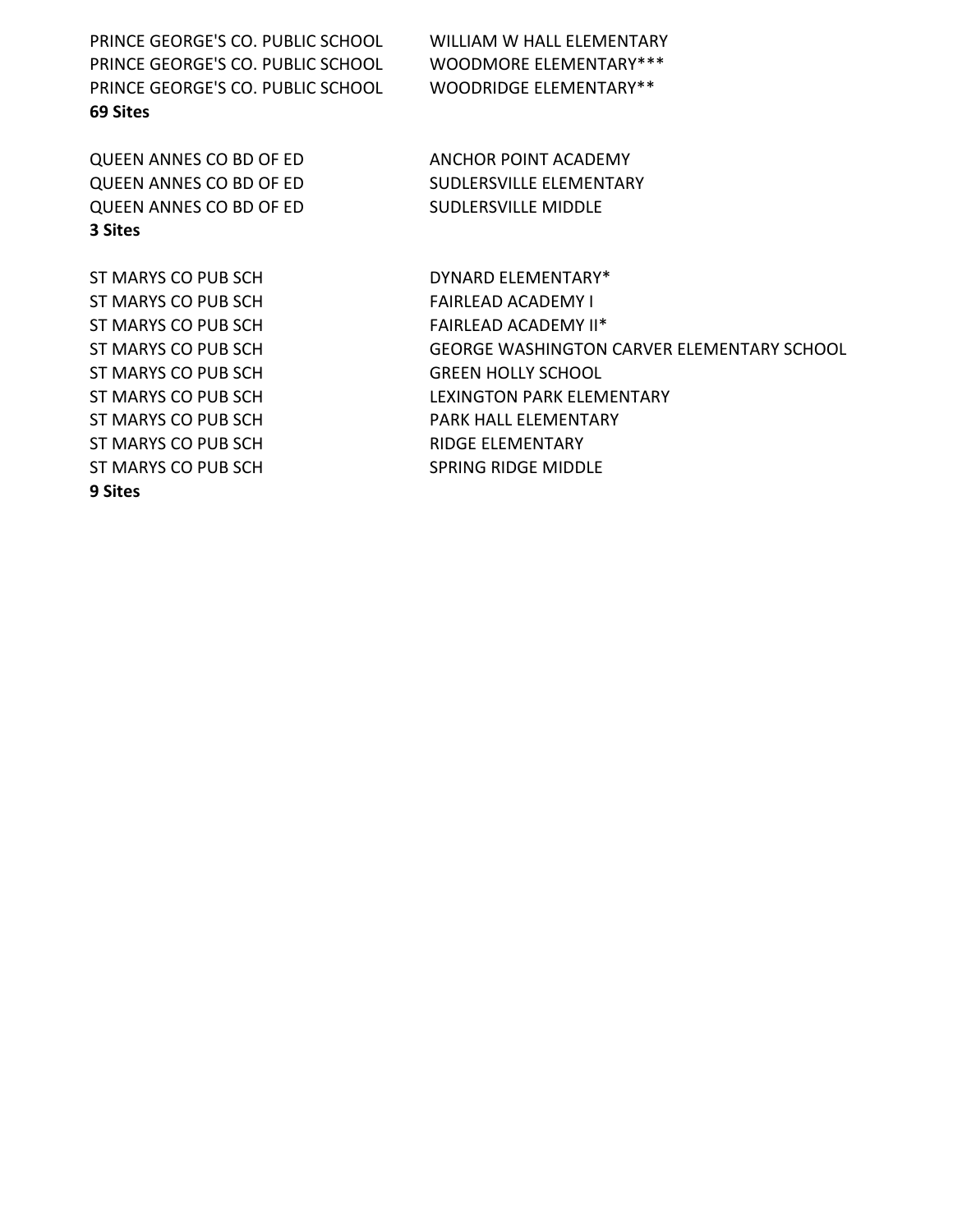| | |
|---|---|
| PRINCE GEORGE'S CO. PUBLIC SCHOOL | WILLIAM W HALL ELEMENTARY |
| PRINCE GEORGE'S CO. PUBLIC SCHOOL | WOODMORE ELEMENTARY*** |
| PRINCE GEORGE'S CO. PUBLIC SCHOOL | WOODRIDGE ELEMENTARY** |
| **69 Sites** | |

| | |
|---|---|
| QUEEN ANNES CO BD OF ED | ANCHOR POINT ACADEMY |
| QUEEN ANNES CO BD OF ED | SUDLERSVILLE ELEMENTARY |
| QUEEN ANNES CO BD OF ED | SUDLERSVILLE MIDDLE |
| **3 Sites** | |

| | |
|---|---|
| ST MARYS CO PUB SCH | DYNARD ELEMENTARY* |
| ST MARYS CO PUB SCH | FAIRLEAD ACADEMY I |
| ST MARYS CO PUB SCH | FAIRLEAD ACADEMY II* |
| ST MARYS CO PUB SCH | GEORGE WASHINGTON CARVER ELEMENTARY SCHOOL |
| ST MARYS CO PUB SCH | GREEN HOLLY SCHOOL |
| ST MARYS CO PUB SCH | LEXINGTON PARK ELEMENTARY |
| ST MARYS CO PUB SCH | PARK HALL ELEMENTARY |
| ST MARYS CO PUB SCH | RIDGE ELEMENTARY |
| ST MARYS CO PUB SCH | SPRING RIDGE MIDDLE |
| **9 Sites** | |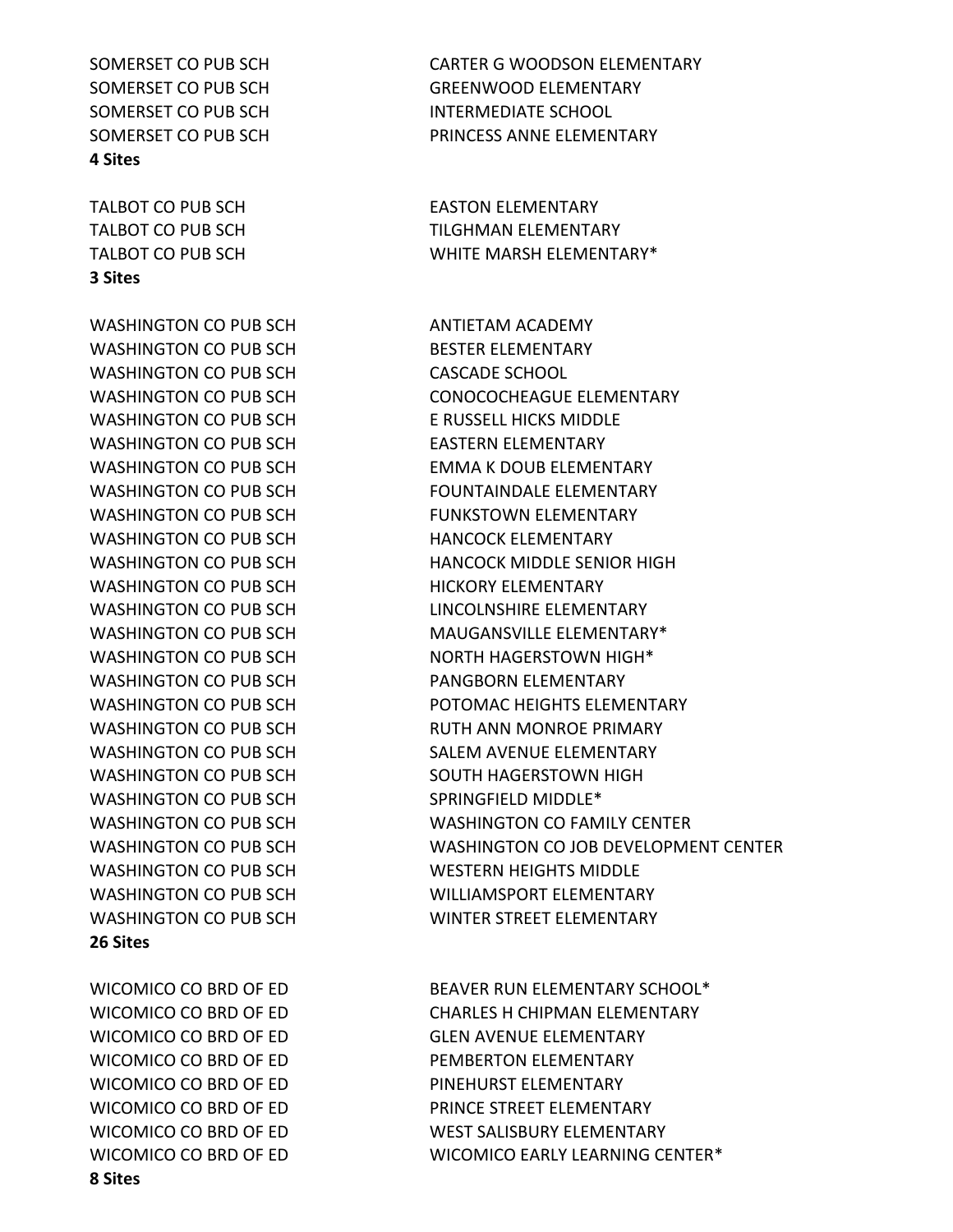SOMERSET CO PUB SCH CARTER G WOODSON ELEMENTARY
SOMERSET CO PUB SCH GREENWOOD ELEMENTARY
SOMERSET CO PUB SCH INTERMEDIATE SCHOOL
SOMERSET CO PUB SCH PRINCESS ANNE ELEMENTARY
**4 Sites**

TALBOT CO PUB SCH EASTON ELEMENTARY
TALBOT CO PUB SCH TILGHMAN ELEMENTARY
TALBOT CO PUB SCH WHITE MARSH ELEMENTARY*
**3 Sites**

WASHINGTON CO PUB SCH ANTIETAM ACADEMY
WASHINGTON CO PUB SCH BESTER ELEMENTARY
WASHINGTON CO PUB SCH CASCADE SCHOOL
WASHINGTON CO PUB SCH CONOCOCHEAGUE ELEMENTARY
WASHINGTON CO PUB SCH E RUSSELL HICKS MIDDLE
WASHINGTON CO PUB SCH EASTERN ELEMENTARY
WASHINGTON CO PUB SCH EMMA K DOUB ELEMENTARY
WASHINGTON CO PUB SCH FOUNTAINDALE ELEMENTARY
WASHINGTON CO PUB SCH FUNKSTOWN ELEMENTARY
WASHINGTON CO PUB SCH HANCOCK ELEMENTARY
WASHINGTON CO PUB SCH HANCOCK MIDDLE SENIOR HIGH
WASHINGTON CO PUB SCH HICKORY ELEMENTARY
WASHINGTON CO PUB SCH LINCOLNSHIRE ELEMENTARY
WASHINGTON CO PUB SCH MAUGANSVILLE ELEMENTARY*
WASHINGTON CO PUB SCH NORTH HAGERSTOWN HIGH*
WASHINGTON CO PUB SCH PANGBORN ELEMENTARY
WASHINGTON CO PUB SCH POTOMAC HEIGHTS ELEMENTARY
WASHINGTON CO PUB SCH RUTH ANN MONROE PRIMARY
WASHINGTON CO PUB SCH SALEM AVENUE ELEMENTARY
WASHINGTON CO PUB SCH SOUTH HAGERSTOWN HIGH
WASHINGTON CO PUB SCH SPRINGFIELD MIDDLE*
WASHINGTON CO PUB SCH WASHINGTON CO FAMILY CENTER
WASHINGTON CO PUB SCH WASHINGTON CO JOB DEVELOPMENT CENTER
WASHINGTON CO PUB SCH WESTERN HEIGHTS MIDDLE
WASHINGTON CO PUB SCH WILLIAMSPORT ELEMENTARY
WASHINGTON CO PUB SCH WINTER STREET ELEMENTARY
**26 Sites**

WICOMICO CO BRD OF ED BEAVER RUN ELEMENTARY SCHOOL*
WICOMICO CO BRD OF ED CHARLES H CHIPMAN ELEMENTARY
WICOMICO CO BRD OF ED GLEN AVENUE ELEMENTARY
WICOMICO CO BRD OF ED PEMBERTON ELEMENTARY
WICOMICO CO BRD OF ED PINEHURST ELEMENTARY
WICOMICO CO BRD OF ED PRINCE STREET ELEMENTARY
WICOMICO CO BRD OF ED WEST SALISBURY ELEMENTARY
WICOMICO CO BRD OF ED WICOMICO EARLY LEARNING CENTER*
**8 Sites**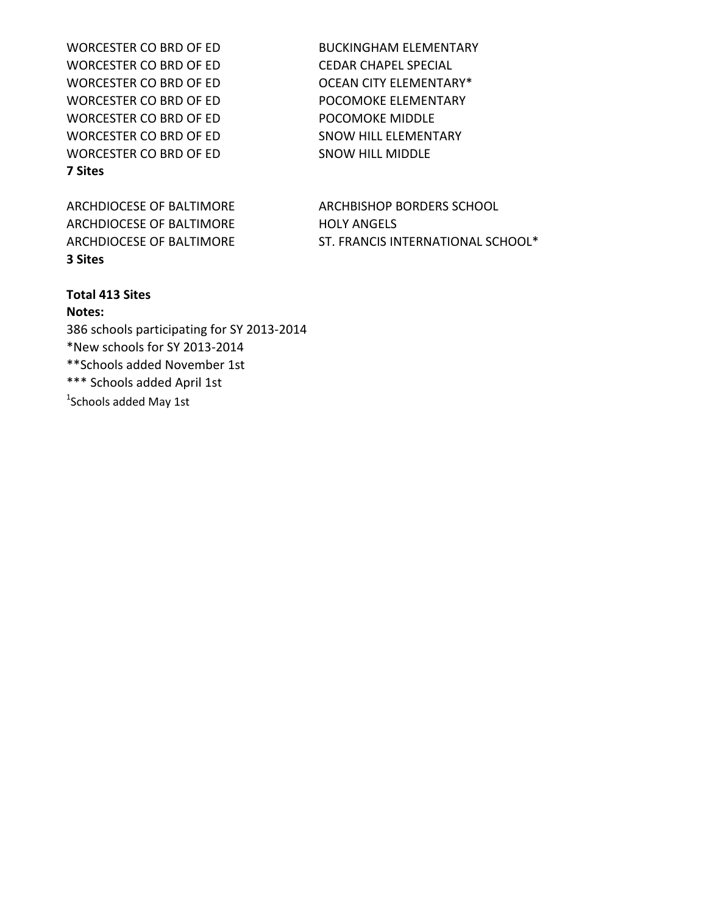| | |
|---|---|
| WORCESTER CO BRD OF ED | BUCKINGHAM ELEMENTARY |
| WORCESTER CO BRD OF ED | CEDAR CHAPEL SPECIAL |
| WORCESTER CO BRD OF ED | OCEAN CITY ELEMENTARY* |
| WORCESTER CO BRD OF ED | POCOMOKE ELEMENTARY |
| WORCESTER CO BRD OF ED | POCOMOKE MIDDLE |
| WORCESTER CO BRD OF ED | SNOW HILL ELEMENTARY |
| WORCESTER CO BRD OF ED | SNOW HILL MIDDLE |

**7 Sites**

| | |
|---|---|
| ARCHDIOCESE OF BALTIMORE | ARCHBISHOP BORDERS SCHOOL |
| ARCHDIOCESE OF BALTIMORE | HOLY ANGELS |
| ARCHDIOCESE OF BALTIMORE | ST. FRANCIS INTERNATIONAL SCHOOL* |

**3 Sites**

**Total 413 Sites**

**Notes:**

386 schools participating for SY 2013-2014

*New schools for SY 2013-2014

**Schools added November 1st

*** Schools added April 1st

[1]Schools added May 1st